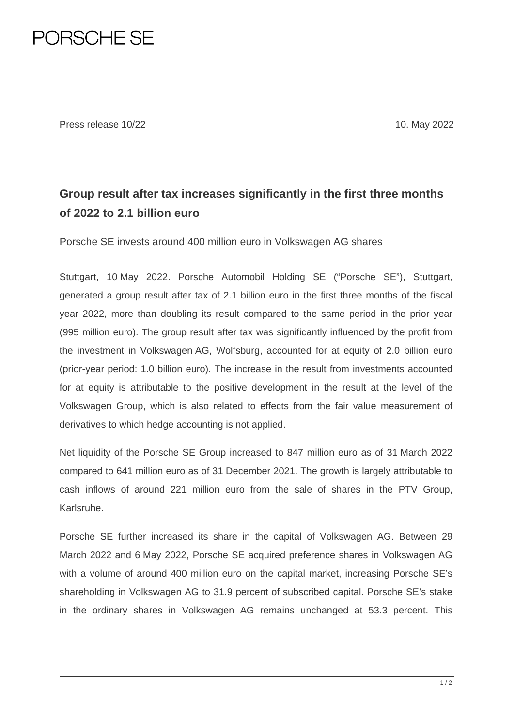PORSCHE SE

Press release 10/22 — 10. May 2022

## Group result after tax increases significantly in the first three months of 2022 to 2.1 billion euro

Porsche SE invests around 400 million euro in Volkswagen AG shares

Stuttgart, 10 May 2022. Porsche Automobil Holding SE ("Porsche SE"), Stuttgart, generated a group result after tax of 2.1 billion euro in the first three months of the fiscal year 2022, more than doubling its result compared to the same period in the prior year (995 million euro). The group result after tax was significantly influenced by the profit from the investment in Volkswagen AG, Wolfsburg, accounted for at equity of 2.0 billion euro (prior-year period: 1.0 billion euro). The increase in the result from investments accounted for at equity is attributable to the positive development in the result at the level of the Volkswagen Group, which is also related to effects from the fair value measurement of derivatives to which hedge accounting is not applied.

Net liquidity of the Porsche SE Group increased to 847 million euro as of 31 March 2022 compared to 641 million euro as of 31 December 2021. The growth is largely attributable to cash inflows of around 221 million euro from the sale of shares in the PTV Group, Karlsruhe.

Porsche SE further increased its share in the capital of Volkswagen AG. Between 29 March 2022 and 6 May 2022, Porsche SE acquired preference shares in Volkswagen AG with a volume of around 400 million euro on the capital market, increasing Porsche SE's shareholding in Volkswagen AG to 31.9 percent of subscribed capital. Porsche SE's stake in the ordinary shares in Volkswagen AG remains unchanged at 53.3 percent. This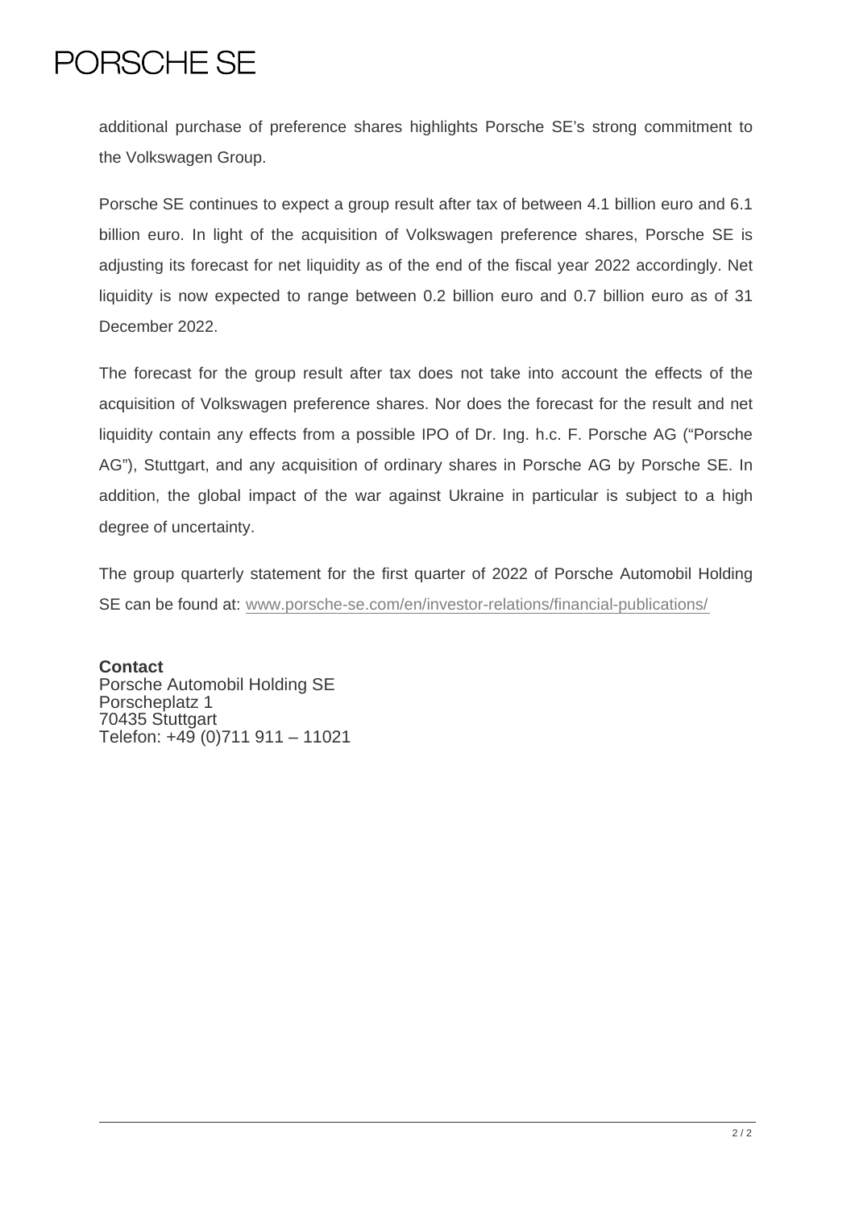additional purchase of preference shares highlights Porsche SE's strong commitment to the Volkswagen Group.

Porsche SE continues to expect a group result after tax of between 4.1 billion euro and 6.1 billion euro. In light of the acquisition of Volkswagen preference shares, Porsche SE is adjusting its forecast for net liquidity as of the end of the fiscal year 2022 accordingly. Net liquidity is now expected to range between 0.2 billion euro and 0.7 billion euro as of 31 December 2022.

The forecast for the group result after tax does not take into account the effects of the acquisition of Volkswagen preference shares. Nor does the forecast for the result and net liquidity contain any effects from a possible IPO of Dr. Ing. h.c. F. Porsche AG ("Porsche AG"), Stuttgart, and any acquisition of ordinary shares in Porsche AG by Porsche SE. In addition, the global impact of the war against Ukraine in particular is subject to a high degree of uncertainty.

The group quarterly statement for the first quarter of 2022 of Porsche Automobil Holding SE can be found at: www.porsche-se.com/en/investor-relations/financial-publications/

**Contact**
Porsche Automobil Holding SE
Porscheplatz 1
70435 Stuttgart
Telefon: +49 (0)711 911 – 11021